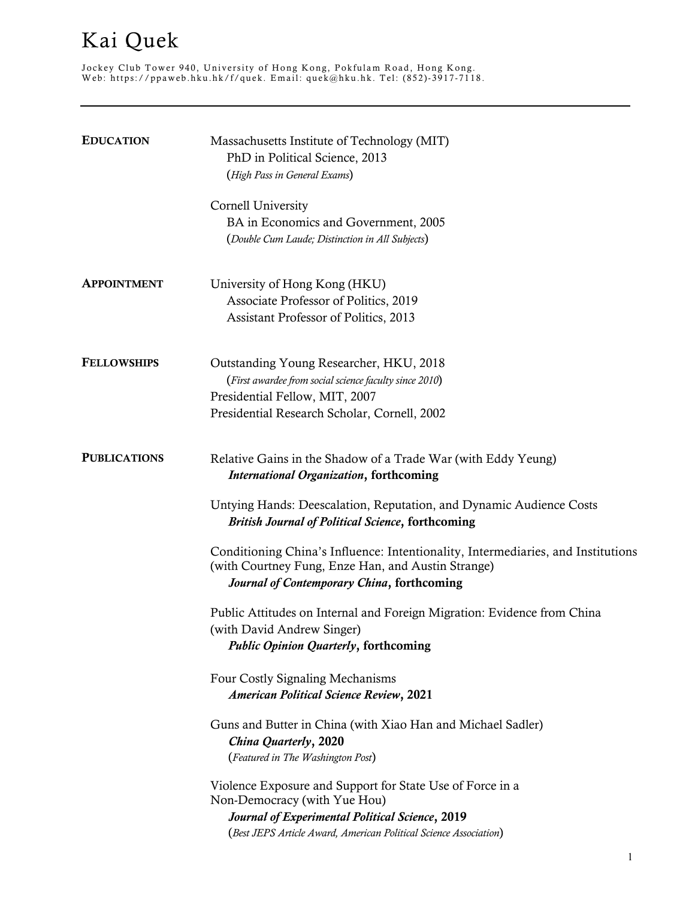# Kai Quek

Jockey Club Tower 940, University of Hong Kong, Pokfulam Road, Hong Kong.
Web: https://ppaweb.hku.hk/f/quek. Email: quek@hku.hk. Tel: (852)-3917-7118.

---

## EDUCATION

Massachusetts Institute of Technology (MIT)
PhD in Political Science, 2013
(*High Pass in General Exams*)

Cornell University
BA in Economics and Government, 2005
(*Double Cum Laude; Distinction in All Subjects*)

## APPOINTMENT

University of Hong Kong (HKU)
Associate Professor of Politics, 2019
Assistant Professor of Politics, 2013

## FELLOWSHIPS

Outstanding Young Researcher, HKU, 2018
(*First awardee from social science faculty since 2010*)
Presidential Fellow, MIT, 2007
Presidential Research Scholar, Cornell, 2002

## PUBLICATIONS

Relative Gains in the Shadow of a Trade War (with Eddy Yeung)
***International Organization*, forthcoming**

Untying Hands: Deescalation, Reputation, and Dynamic Audience Costs
***British Journal of Political Science*, forthcoming**

Conditioning China's Influence: Intentionality, Intermediaries, and Institutions (with Courtney Fung, Enze Han, and Austin Strange)
***Journal of Contemporary China*, forthcoming**

Public Attitudes on Internal and Foreign Migration: Evidence from China (with David Andrew Singer)
***Public Opinion Quarterly*, forthcoming**

Four Costly Signaling Mechanisms
***American Political Science Review*, 2021**

Guns and Butter in China (with Xiao Han and Michael Sadler)
***China Quarterly*, 2020**
(*Featured in The Washington Post*)

Violence Exposure and Support for State Use of Force in a Non-Democracy (with Yue Hou)
***Journal of Experimental Political Science*, 2019**
(*Best JEPS Article Award, American Political Science Association*)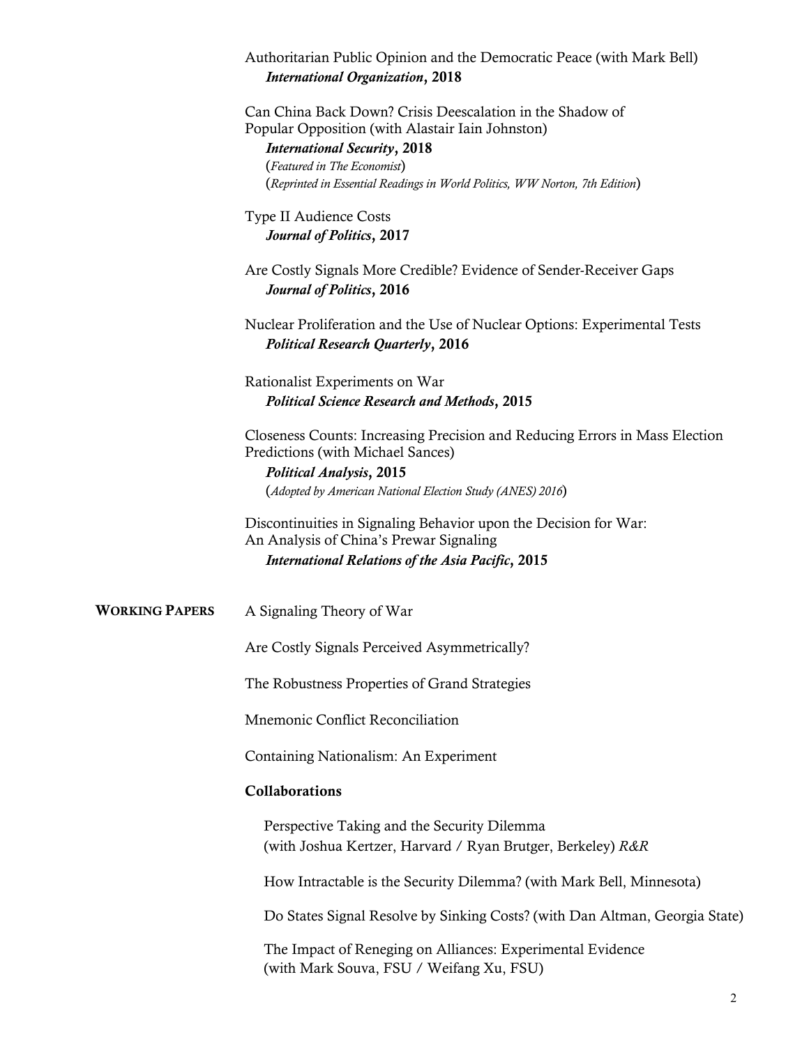Authoritarian Public Opinion and the Democratic Peace (with Mark Bell)
*International Organization*, **2018**

Can China Back Down? Crisis Deescalation in the Shadow of Popular Opposition (with Alastair Iain Johnston)
*International Security*, **2018**
(*Featured in The Economist*)
(*Reprinted in Essential Readings in World Politics, WW Norton, 7th Edition*)

Type II Audience Costs
*Journal of Politics*, **2017**

Are Costly Signals More Credible? Evidence of Sender-Receiver Gaps
*Journal of Politics*, **2016**

Nuclear Proliferation and the Use of Nuclear Options: Experimental Tests
*Political Research Quarterly*, **2016**

Rationalist Experiments on War
*Political Science Research and Methods*, **2015**

Closeness Counts: Increasing Precision and Reducing Errors in Mass Election Predictions (with Michael Sances)
*Political Analysis*, **2015**
(*Adopted by American National Election Study (ANES) 2016*)

Discontinuities in Signaling Behavior upon the Decision for War: An Analysis of China's Prewar Signaling
*International Relations of the Asia Pacific*, **2015**

## WORKING PAPERS

A Signaling Theory of War

Are Costly Signals Perceived Asymmetrically?

The Robustness Properties of Grand Strategies

Mnemonic Conflict Reconciliation

Containing Nationalism: An Experiment

**Collaborations**

Perspective Taking and the Security Dilemma
(with Joshua Kertzer, Harvard / Ryan Brutger, Berkeley) *R&R*

How Intractable is the Security Dilemma? (with Mark Bell, Minnesota)

Do States Signal Resolve by Sinking Costs? (with Dan Altman, Georgia State)

The Impact of Reneging on Alliances: Experimental Evidence
(with Mark Souva, FSU / Weifang Xu, FSU)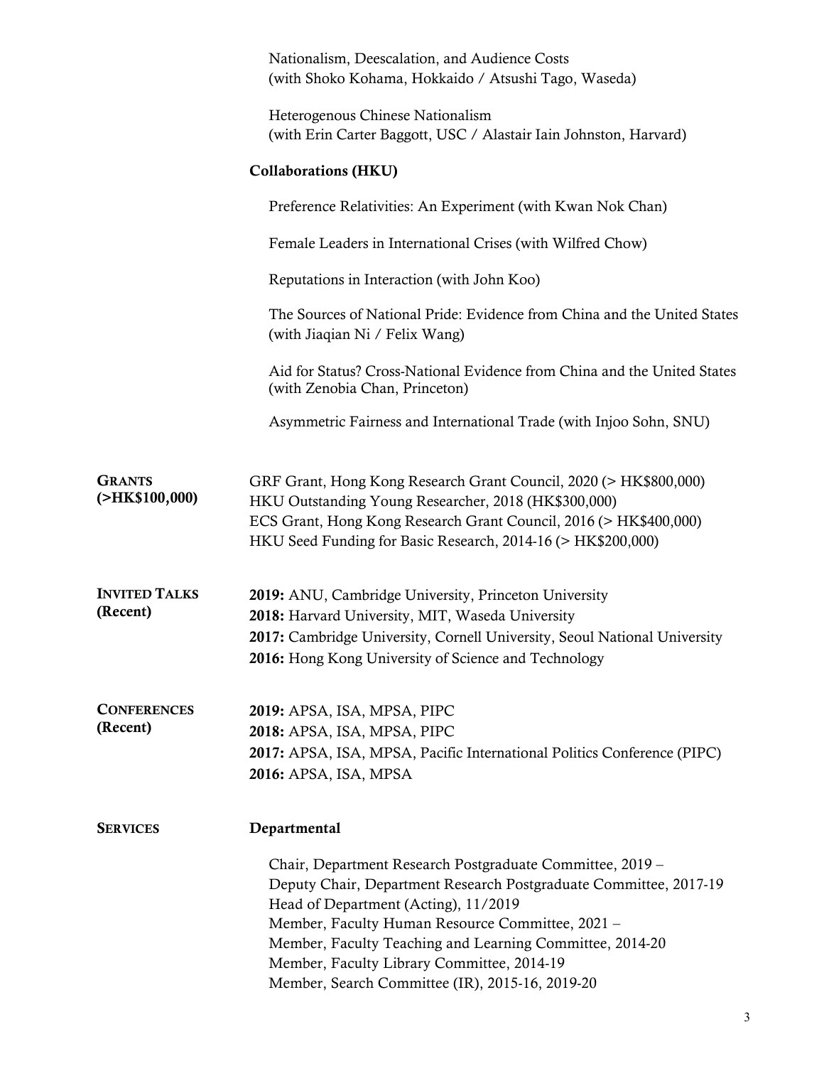Nationalism, Deescalation, and Audience Costs
(with Shoko Kohama, Hokkaido / Atsushi Tago, Waseda)

Heterogenous Chinese Nationalism
(with Erin Carter Baggott, USC / Alastair Iain Johnston, Harvard)

**Collaborations (HKU)**

Preference Relativities: An Experiment (with Kwan Nok Chan)

Female Leaders in International Crises (with Wilfred Chow)

Reputations in Interaction (with John Koo)

The Sources of National Pride: Evidence from China and the United States
(with Jiaqian Ni / Felix Wang)

Aid for Status? Cross-National Evidence from China and the United States
(with Zenobia Chan, Princeton)

Asymmetric Fairness and International Trade (with Injoo Sohn, SNU)

## GRANTS (>HK$100,000)

GRF Grant, Hong Kong Research Grant Council, 2020 (> HK$800,000)
HKU Outstanding Young Researcher, 2018 (HK$300,000)
ECS Grant, Hong Kong Research Grant Council, 2016 (> HK$400,000)
HKU Seed Funding for Basic Research, 2014-16 (> HK$200,000)

## INVITED TALKS (Recent)

**2019:** ANU, Cambridge University, Princeton University
**2018:** Harvard University, MIT, Waseda University
**2017:** Cambridge University, Cornell University, Seoul National University
**2016:** Hong Kong University of Science and Technology

## CONFERENCES (Recent)

**2019:** APSA, ISA, MPSA, PIPC
**2018:** APSA, ISA, MPSA, PIPC
**2017:** APSA, ISA, MPSA, Pacific International Politics Conference (PIPC)
**2016:** APSA, ISA, MPSA

## SERVICES

**Departmental**

Chair, Department Research Postgraduate Committee, 2019 –
Deputy Chair, Department Research Postgraduate Committee, 2017-19
Head of Department (Acting), 11/2019
Member, Faculty Human Resource Committee, 2021 –
Member, Faculty Teaching and Learning Committee, 2014-20
Member, Faculty Library Committee, 2014-19
Member, Search Committee (IR), 2015-16, 2019-20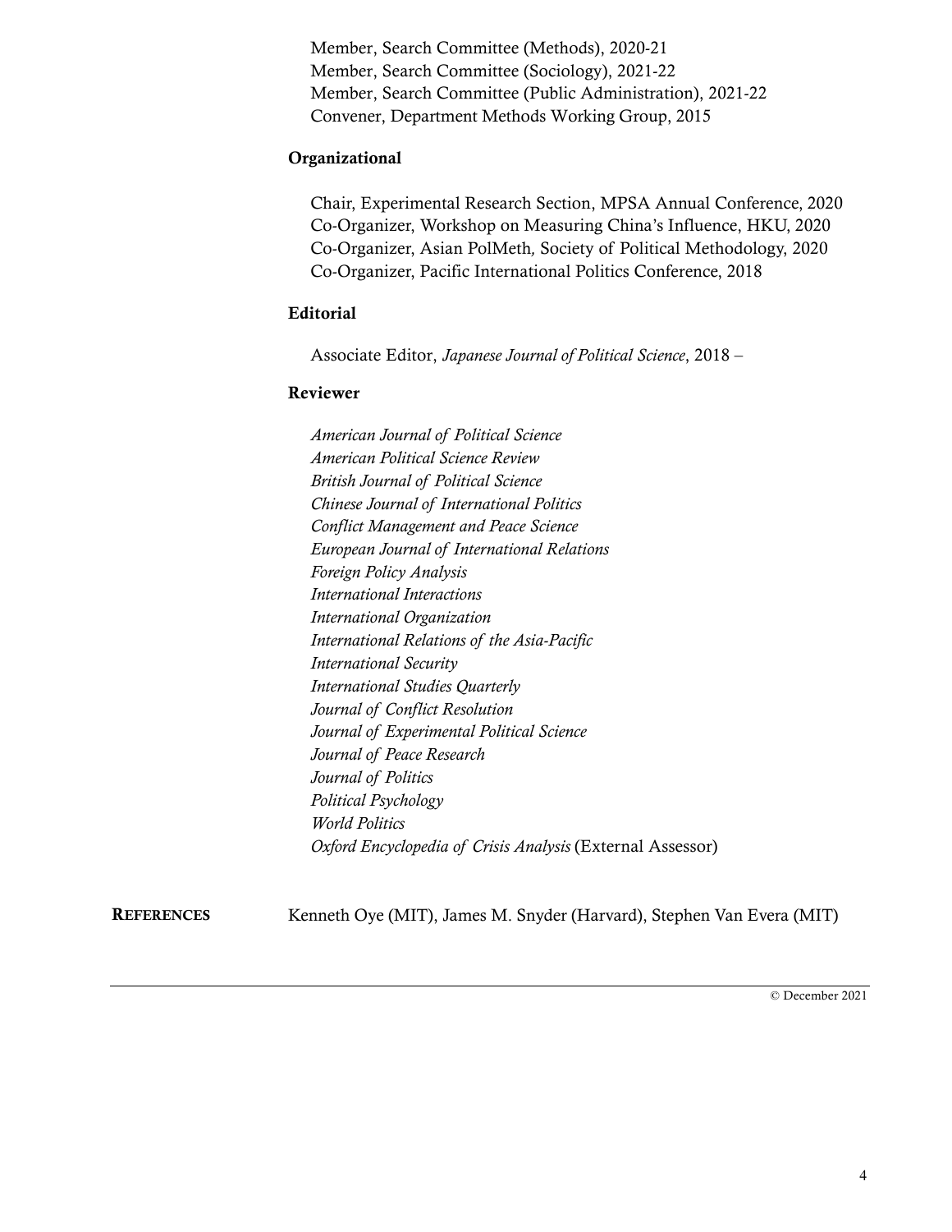Member, Search Committee (Methods), 2020-21
Member, Search Committee (Sociology), 2021-22
Member, Search Committee (Public Administration), 2021-22
Convener, Department Methods Working Group, 2015

### Organizational

Chair, Experimental Research Section, MPSA Annual Conference, 2020
Co-Organizer, Workshop on Measuring China's Influence, HKU, 2020
Co-Organizer, Asian PolMeth*,* Society of Political Methodology, 2020
Co-Organizer, Pacific International Politics Conference, 2018

### Editorial

Associate Editor, *Japanese Journal of Political Science*, 2018 –

### Reviewer

*American Journal of Political Science*
*American Political Science Review*
*British Journal of Political Science*
*Chinese Journal of International Politics*
*Conflict Management and Peace Science*
*European Journal of International Relations*
*Foreign Policy Analysis*
*International Interactions*
*International Organization*
*International Relations of the Asia-Pacific*
*International Security*
*International Studies Quarterly*
*Journal of Conflict Resolution*
*Journal of Experimental Political Science*
*Journal of Peace Research*
*Journal of Politics*
*Political Psychology*
*World Politics*
*Oxford Encyclopedia of Crisis Analysis* (External Assessor)

## References

Kenneth Oye (MIT), James M. Snyder (Harvard), Stephen Van Evera (MIT)

---

© December 2021